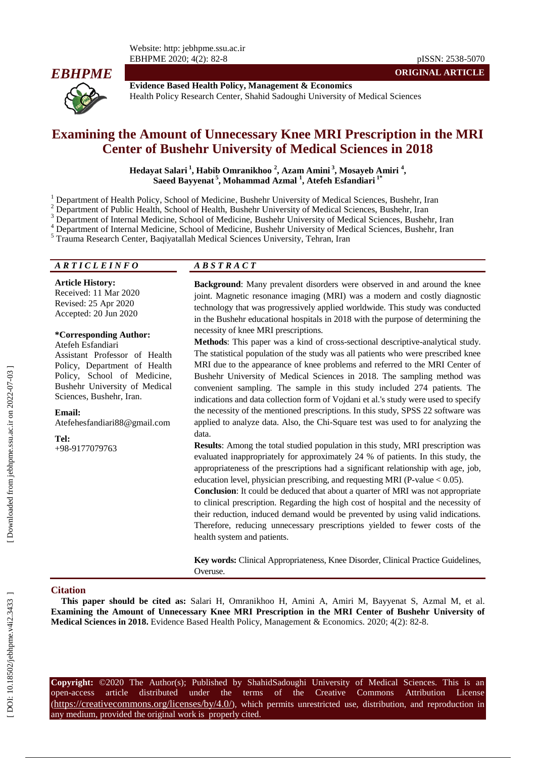**Evidence Based Health Policy, Management & Economics**
Health Policy Research Center, Shahid Sadoughi University of Medical Sciences

ORIGINAL ARTICLE

# Examining the Amount of Unnecessary Knee MRI Prescription in the MRI Center of Bushehr University of Medical Sciences in 2018

**Hedayat Salari [1], Habib Omranikhoo [2], Azam Amini [3], Mosayeb Amiri [4], Saeed Bayyenat [5], Mohammad Azmal [1], Atefeh Esfandiari [1*]**

[1] Department of Health Policy, School of Medicine, Bushehr University of Medical Sciences, Bushehr, Iran
[2] Department of Public Health, School of Health, Bushehr University of Medical Sciences, Bushehr, Iran
[3] Department of Internal Medicine, School of Medicine, Bushehr University of Medical Sciences, Bushehr, Iran
[4] Department of Internal Medicine, School of Medicine, Bushehr University of Medical Sciences, Bushehr, Iran
[5] Trauma Research Center, Baqiyatallah Medical Sciences University, Tehran, Iran

## ARTICLE INFO

**Article History:**
Received: 11 Mar 2020
Revised: 25 Apr 2020
Accepted: 20 Jun 2020

**\*Corresponding Author:**
Atefeh Esfandiari
Assistant Professor of Health Policy, Department of Health Policy, School of Medicine, Bushehr University of Medical Sciences, Bushehr, Iran.

**Email:**
Atefehesfandiari88@gmail.com

**Tel:**
+98-9177079763

## ABSTRACT

**Background**: Many prevalent disorders were observed in and around the knee joint. Magnetic resonance imaging (MRI) was a modern and costly diagnostic technology that was progressively applied worldwide. This study was conducted in the Bushehr educational hospitals in 2018 with the purpose of determining the necessity of knee MRI prescriptions.

**Methods**: This paper was a kind of cross-sectional descriptive-analytical study. The statistical population of the study was all patients who were prescribed knee MRI due to the appearance of knee problems and referred to the MRI Center of Bushehr University of Medical Sciences in 2018. The sampling method was convenient sampling. The sample in this study included 274 patients. The indications and data collection form of Vojdani et al.'s study were used to specify the necessity of the mentioned prescriptions. In this study, SPSS 22 software was applied to analyze data. Also, the Chi-Square test was used to for analyzing the data.

**Results**: Among the total studied population in this study, MRI prescription was evaluated inappropriately for approximately 24 % of patients. In this study, the appropriateness of the prescriptions had a significant relationship with age, job, education level, physician prescribing, and requesting MRI (P-value $< 0.05$).

**Conclusion**: It could be deduced that about a quarter of MRI was not appropriate to clinical prescription. Regarding the high cost of hospital and the necessity of their reduction, induced demand would be prevented by using valid indications. Therefore, reducing unnecessary prescriptions yielded to fewer costs of the health system and patients.

**Key words:** Clinical Appropriateness, Knee Disorder, Clinical Practice Guidelines, Overuse.

## Citation

**This paper should be cited as:** Salari H, Omranikhoo H, Amini A, Amiri M, Bayyenat S, Azmal M, et al. **Examining the Amount of Unnecessary Knee MRI Prescription in the MRI Center of Bushehr University of Medical Sciences in 2018.** Evidence Based Health Policy, Management & Economics. 2020; 4(2): 82-8.

**Copyright:** ©2020 The Author(s); Published by ShahidSadoughi University of Medical Sciences. This is an open-access article distributed under the terms of the Creative Commons Attribution License (https://creativecommons.org/licenses/by/4.0/), which permits unrestricted use, distribution, and reproduction in any medium, provided the original work is properly cited.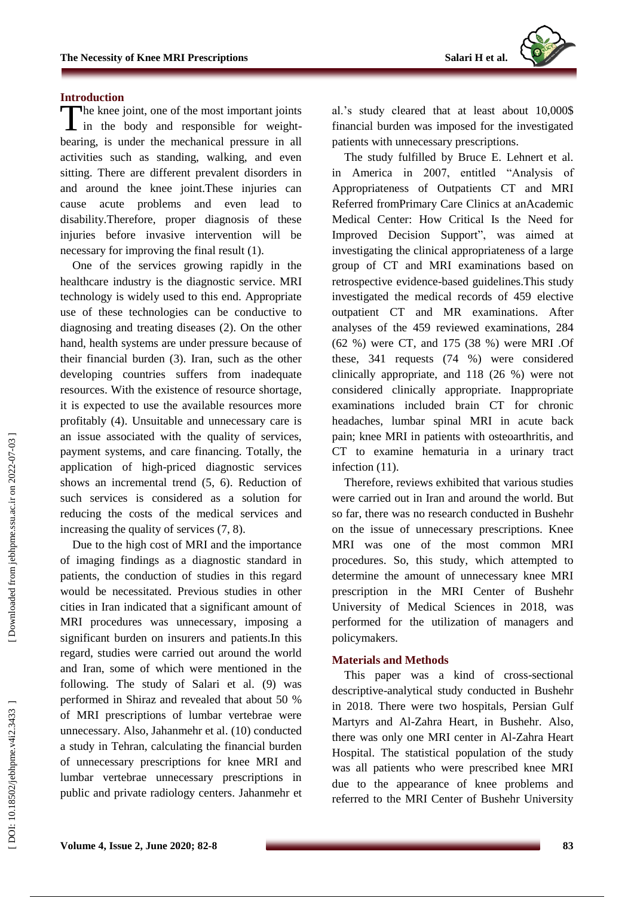## Introduction

The knee joint, one of the most important joints in the body and responsible for weight-bearing, is under the mechanical pressure in all activities such as standing, walking, and even sitting. There are different prevalent disorders in and around the knee joint.These injuries can cause acute problems and even lead to disability.Therefore, proper diagnosis of these injuries before invasive intervention will be necessary for improving the final result (1).

One of the services growing rapidly in the healthcare industry is the diagnostic service. MRI technology is widely used to this end. Appropriate use of these technologies can be conductive to diagnosing and treating diseases (2). On the other hand, health systems are under pressure because of their financial burden (3). Iran, such as the other developing countries suffers from inadequate resources. With the existence of resource shortage, it is expected to use the available resources more profitably (4). Unsuitable and unnecessary care is an issue associated with the quality of services, payment systems, and care financing. Totally, the application of high-priced diagnostic services shows an incremental trend (5, 6). Reduction of such services is considered as a solution for reducing the costs of the medical services and increasing the quality of services (7, 8).

Due to the high cost of MRI and the importance of imaging findings as a diagnostic standard in patients, the conduction of studies in this regard would be necessitated. Previous studies in other cities in Iran indicated that a significant amount of MRI procedures was unnecessary, imposing a significant burden on insurers and patients.In this regard, studies were carried out around the world and Iran, some of which were mentioned in the following. The study of Salari et al. (9) was performed in Shiraz and revealed that about 50 % of MRI prescriptions of lumbar vertebrae were unnecessary. Also, Jahanmehr et al. (10) conducted a study in Tehran, calculating the financial burden of unnecessary prescriptions for knee MRI and lumbar vertebrae unnecessary prescriptions in public and private radiology centers. Jahanmehr et al.'s study cleared that at least about 10,000$ financial burden was imposed for the investigated patients with unnecessary prescriptions.

The study fulfilled by Bruce E. Lehnert et al. in America in 2007, entitled "Analysis of Appropriateness of Outpatients CT and MRI Referred fromPrimary Care Clinics at anAcademic Medical Center: How Critical Is the Need for Improved Decision Support", was aimed at investigating the clinical appropriateness of a large group of CT and MRI examinations based on retrospective evidence-based guidelines.This study investigated the medical records of 459 elective outpatient CT and MR examinations. After analyses of the 459 reviewed examinations, 284 (62 %) were CT, and 175 (38 %) were MRI .Of these, 341 requests (74 %) were considered clinically appropriate, and 118 (26 %) were not considered clinically appropriate. Inappropriate examinations included brain CT for chronic headaches, lumbar spinal MRI in acute back pain; knee MRI in patients with osteoarthritis, and CT to examine hematuria in a urinary tract infection (11).

Therefore, reviews exhibited that various studies were carried out in Iran and around the world. But so far, there was no research conducted in Bushehr on the issue of unnecessary prescriptions. Knee MRI was one of the most common MRI procedures. So, this study, which attempted to determine the amount of unnecessary knee MRI prescription in the MRI Center of Bushehr University of Medical Sciences in 2018, was performed for the utilization of managers and policymakers.

## Materials and Methods

This paper was a kind of cross-sectional descriptive-analytical study conducted in Bushehr in 2018. There were two hospitals, Persian Gulf Martyrs and Al-Zahra Heart, in Bushehr. Also, there was only one MRI center in Al-Zahra Heart Hospital. The statistical population of the study was all patients who were prescribed knee MRI due to the appearance of knee problems and referred to the MRI Center of Bushehr University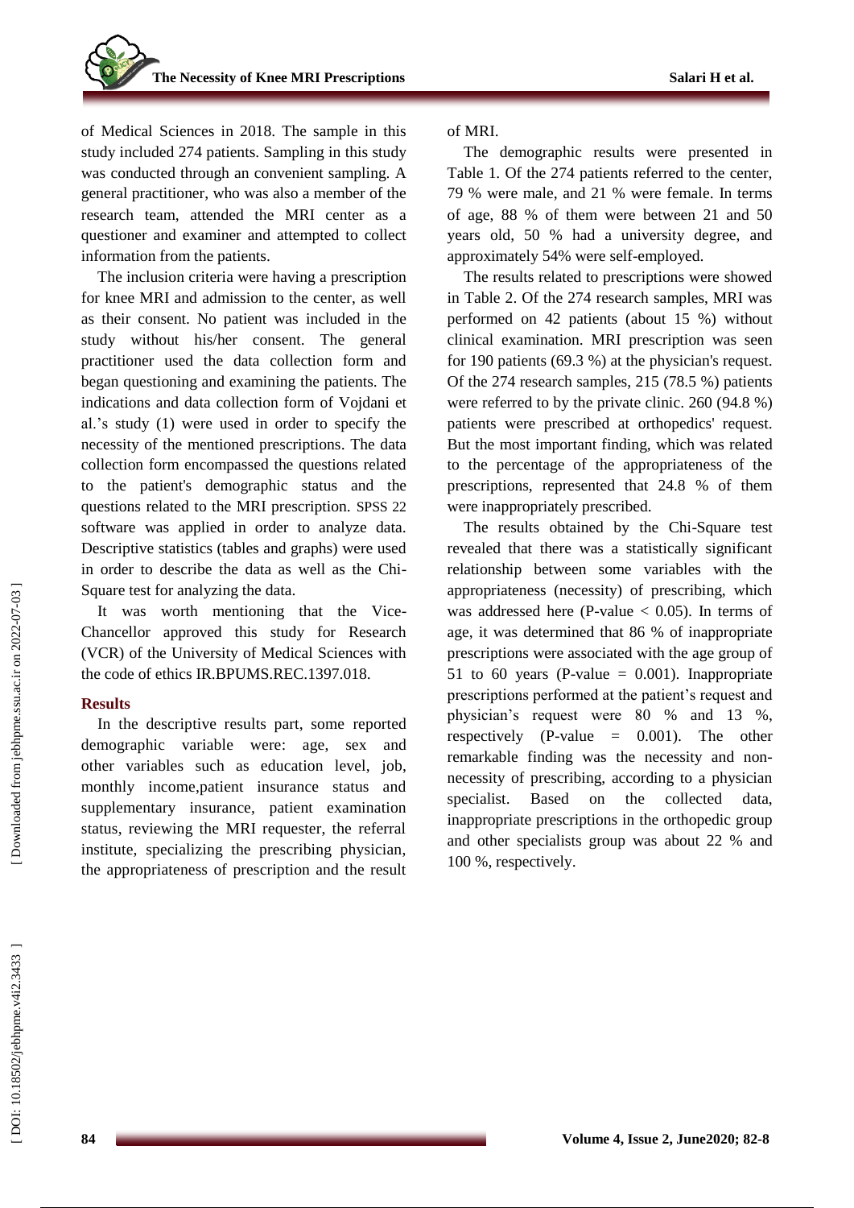of Medical Sciences in 2018. The sample in this study included 274 patients. Sampling in this study was conducted through an convenient sampling. A general practitioner, who was also a member of the research team, attended the MRI center as a questioner and examiner and attempted to collect information from the patients.

The inclusion criteria were having a prescription for knee MRI and admission to the center, as well as their consent. No patient was included in the study without his/her consent. The general practitioner used the data collection form and began questioning and examining the patients. The indications and data collection form of Vojdani et al.'s study (1) were used in order to specify the necessity of the mentioned prescriptions. The data collection form encompassed the questions related to the patient's demographic status and the questions related to the MRI prescription. SPSS 22 software was applied in order to analyze data. Descriptive statistics (tables and graphs) were used in order to describe the data as well as the Chi-Square test for analyzing the data.

It was worth mentioning that the Vice-Chancellor approved this study for Research (VCR) of the University of Medical Sciences with the code of ethics IR.BPUMS.REC.1397.018.

## Results

In the descriptive results part, some reported demographic variable were: age, sex and other variables such as education level, job, monthly income,patient insurance status and supplementary insurance, patient examination status, reviewing the MRI requester, the referral institute, specializing the prescribing physician, the appropriateness of prescription and the result of MRI.

The demographic results were presented in Table 1. Of the 274 patients referred to the center, 79 % were male, and 21 % were female. In terms of age, 88 % of them were between 21 and 50 years old, 50 % had a university degree, and approximately 54% were self-employed.

The results related to prescriptions were showed in Table 2. Of the 274 research samples, MRI was performed on 42 patients (about 15 %) without clinical examination. MRI prescription was seen for 190 patients (69.3 %) at the physician's request. Of the 274 research samples, 215 (78.5 %) patients were referred to by the private clinic. 260 (94.8 %) patients were prescribed at orthopedics' request. But the most important finding, which was related to the percentage of the appropriateness of the prescriptions, represented that 24.8 % of them were inappropriately prescribed.

The results obtained by the Chi-Square test revealed that there was a statistically significant relationship between some variables with the appropriateness (necessity) of prescribing, which was addressed here (P-value < 0.05). In terms of age, it was determined that 86 % of inappropriate prescriptions were associated with the age group of 51 to 60 years (P-value = 0.001). Inappropriate prescriptions performed at the patient's request and physician's request were 80 % and 13 %, respectively (P-value = 0.001). The other remarkable finding was the necessity and non-necessity of prescribing, according to a physician specialist. Based on the collected data, inappropriate prescriptions in the orthopedic group and other specialists group was about 22 % and 100 %, respectively.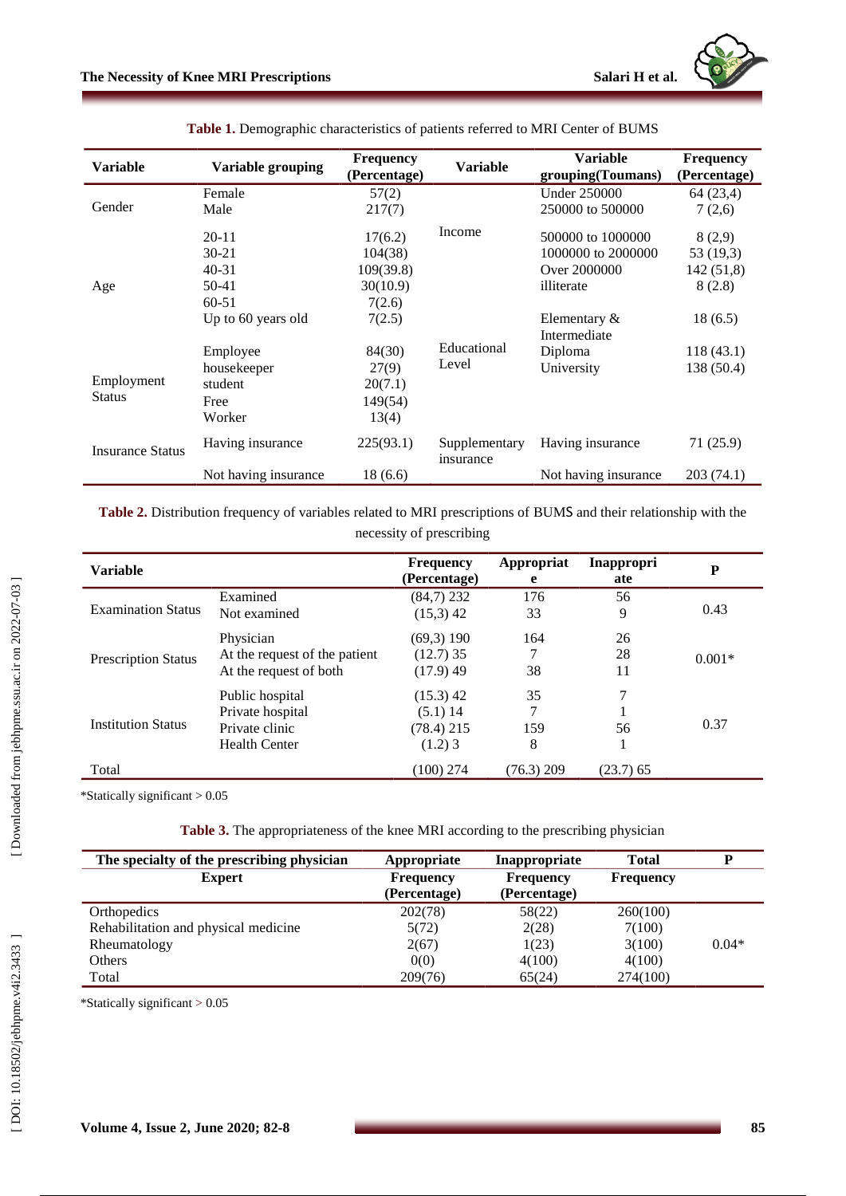**Table 1.** Demographic characteristics of patients referred to MRI Center of BUMS

| Variable | Variable grouping | Frequency (Percentage) | Variable | Variable grouping(Toumans) | Frequency (Percentage) |
|---|---|---|---|---|---|
| Gender | Female | 57(2) | Income | Under 250000 | 64 (23,4) |
| | Male | 217(7) | | 250000 to 500000 | 7 (2,6) |
| Age | 20-11 | 17(6.2) | | 500000 to 1000000 | 8 (2,9) |
| | 30-21 | 104(38) | | 1000000 to 2000000 | 53 (19,3) |
| | 40-31 | 109(39.8) | | Over 2000000 | 142 (51,8) |
| | 50-41 | 30(10.9) | Educational Level | illiterate | 8 (2.8) |
| | 60-51 | 7(2.6) | | | |
| | Up to 60 years old | 7(2.5) | | Elementary & Intermediate | 18 (6.5) |
| Employment Status | Employee | 84(30) | | Diploma | 118 (43.1) |
| | housekeeper | 27(9) | | University | 138 (50.4) |
| | student | 20(7.1) | | | |
| | Free | 149(54) | | | |
| | Worker | 13(4) | | | |
| Insurance Status | Having insurance | 225(93.1) | Supplementary insurance | Having insurance | 71 (25.9) |
| | Not having insurance | 18 (6.6) | | Not having insurance | 203 (74.1) |

**Table 2.** Distribution frequency of variables related to MRI prescriptions of BUMS and their relationship with the necessity of prescribing

| Variable | | Frequency (Percentage) | Appropriate | Inappropriate | P |
|---|---|---|---|---|---|
| Examination Status | Examined | (84,7) 232 | 176 | 56 | 0.43 |
| | Not examined | (15,3) 42 | 33 | 9 | |
| Prescription Status | Physician | (69,3) 190 | 164 | 26 | 0.001* |
| | At the request of the patient | (12.7) 35 | 7 | 28 | |
| | At the request of both | (17.9) 49 | 38 | 11 | |
| Institution Status | Public hospital | (15.3) 42 | 35 | 7 | 0.37 |
| | Private hospital | (5.1) 14 | 7 | 1 | |
| | Private clinic | (78.4) 215 | 159 | 56 | |
| | Health Center | (1.2) 3 | 8 | 1 | |
| Total | | (100) 274 | (76.3) 209 | (23.7) 65 | |

*Statically significant > 0.05

**Table 3.** The appropriateness of the knee MRI according to the prescribing physician

| The specialty of the prescribing physician | Appropriate | Inappropriate | Total | P |
|---|---|---|---|---|
| Expert | Frequency (Percentage) | Frequency (Percentage) | Frequency | |
| Orthopedics | 202(78) | 58(22) | 260(100) | 0.04* |
| Rehabilitation and physical medicine | 5(72) | 2(28) | 7(100) | |
| Rheumatology | 2(67) | 1(23) | 3(100) | |
| Others | 0(0) | 4(100) | 4(100) | |
| Total | 209(76) | 65(24) | 274(100) | |

*Statically significant > 0.05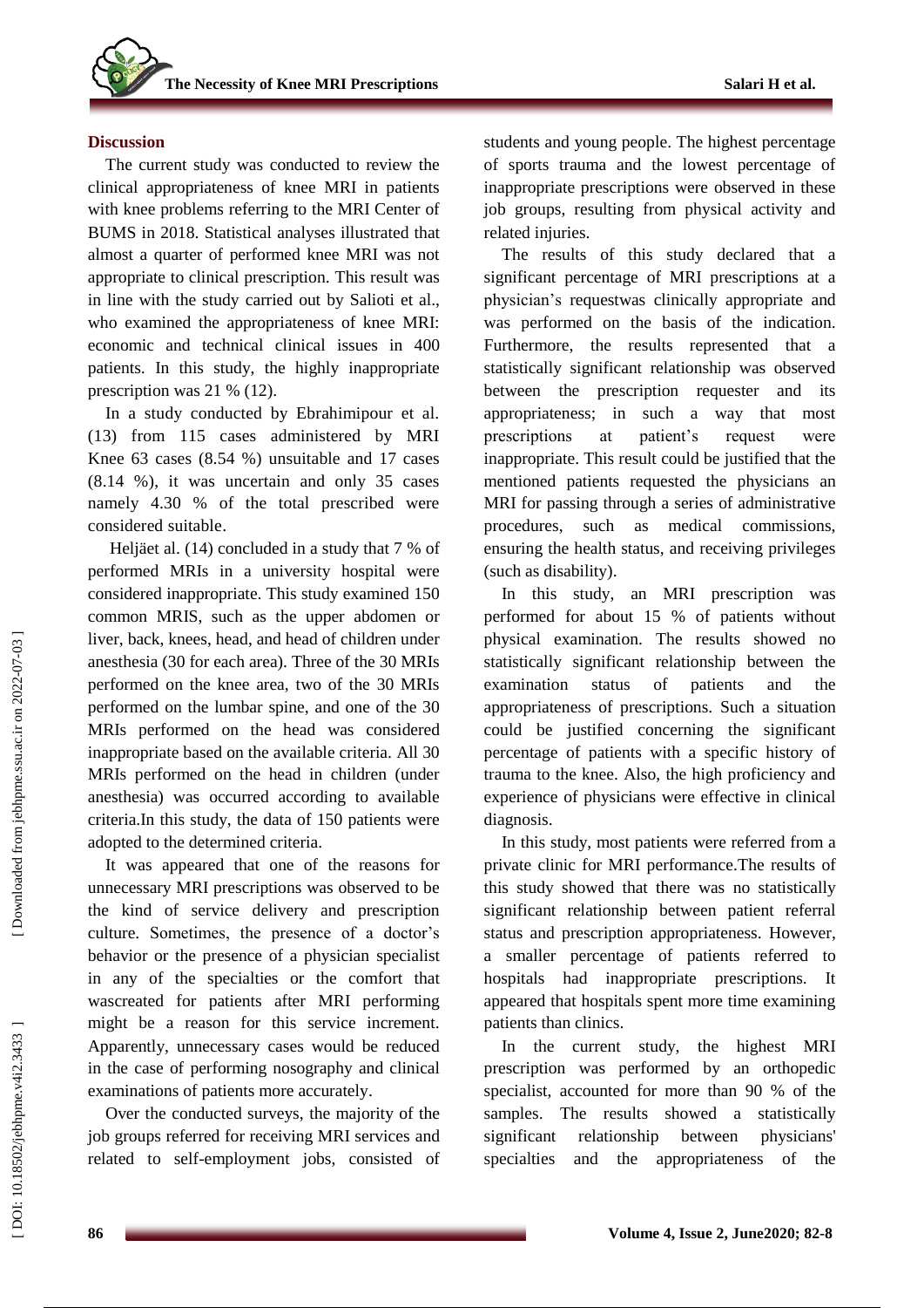## Discussion

The current study was conducted to review the clinical appropriateness of knee MRI in patients with knee problems referring to the MRI Center of BUMS in 2018. Statistical analyses illustrated that almost a quarter of performed knee MRI was not appropriate to clinical prescription. This result was in line with the study carried out by Salioti et al., who examined the appropriateness of knee MRI: economic and technical clinical issues in 400 patients. In this study, the highly inappropriate prescription was 21 % (12).

In a study conducted by Ebrahimipour et al. (13) from 115 cases administered by MRI Knee 63 cases (8.54 %) unsuitable and 17 cases (8.14 %), it was uncertain and only 35 cases namely 4.30 % of the total prescribed were considered suitable.

Heljäet al. (14) concluded in a study that 7 % of performed MRIs in a university hospital were considered inappropriate. This study examined 150 common MRIS, such as the upper abdomen or liver, back, knees, head, and head of children under anesthesia (30 for each area). Three of the 30 MRIs performed on the knee area, two of the 30 MRIs performed on the lumbar spine, and one of the 30 MRIs performed on the head was considered inappropriate based on the available criteria. All 30 MRIs performed on the head in children (under anesthesia) was occurred according to available criteria.In this study, the data of 150 patients were adopted to the determined criteria.

It was appeared that one of the reasons for unnecessary MRI prescriptions was observed to be the kind of service delivery and prescription culture. Sometimes, the presence of a doctor's behavior or the presence of a physician specialist in any of the specialties or the comfort that wascreated for patients after MRI performing might be a reason for this service increment. Apparently, unnecessary cases would be reduced in the case of performing nosography and clinical examinations of patients more accurately.

Over the conducted surveys, the majority of the job groups referred for receiving MRI services and related to self-employment jobs, consisted of students and young people. The highest percentage of sports trauma and the lowest percentage of inappropriate prescriptions were observed in these job groups, resulting from physical activity and related injuries.

The results of this study declared that a significant percentage of MRI prescriptions at a physician's requestwas clinically appropriate and was performed on the basis of the indication. Furthermore, the results represented that a statistically significant relationship was observed between the prescription requester and its appropriateness; in such a way that most prescriptions at patient's request were inappropriate. This result could be justified that the mentioned patients requested the physicians an MRI for passing through a series of administrative procedures, such as medical commissions, ensuring the health status, and receiving privileges (such as disability).

In this study, an MRI prescription was performed for about 15 % of patients without physical examination. The results showed no statistically significant relationship between the examination status of patients and the appropriateness of prescriptions. Such a situation could be justified concerning the significant percentage of patients with a specific history of trauma to the knee. Also, the high proficiency and experience of physicians were effective in clinical diagnosis.

In this study, most patients were referred from a private clinic for MRI performance.The results of this study showed that there was no statistically significant relationship between patient referral status and prescription appropriateness. However, a smaller percentage of patients referred to hospitals had inappropriate prescriptions. It appeared that hospitals spent more time examining patients than clinics.

In the current study, the highest MRI prescription was performed by an orthopedic specialist, accounted for more than 90 % of the samples. The results showed a statistically significant relationship between physicians' specialties and the appropriateness of the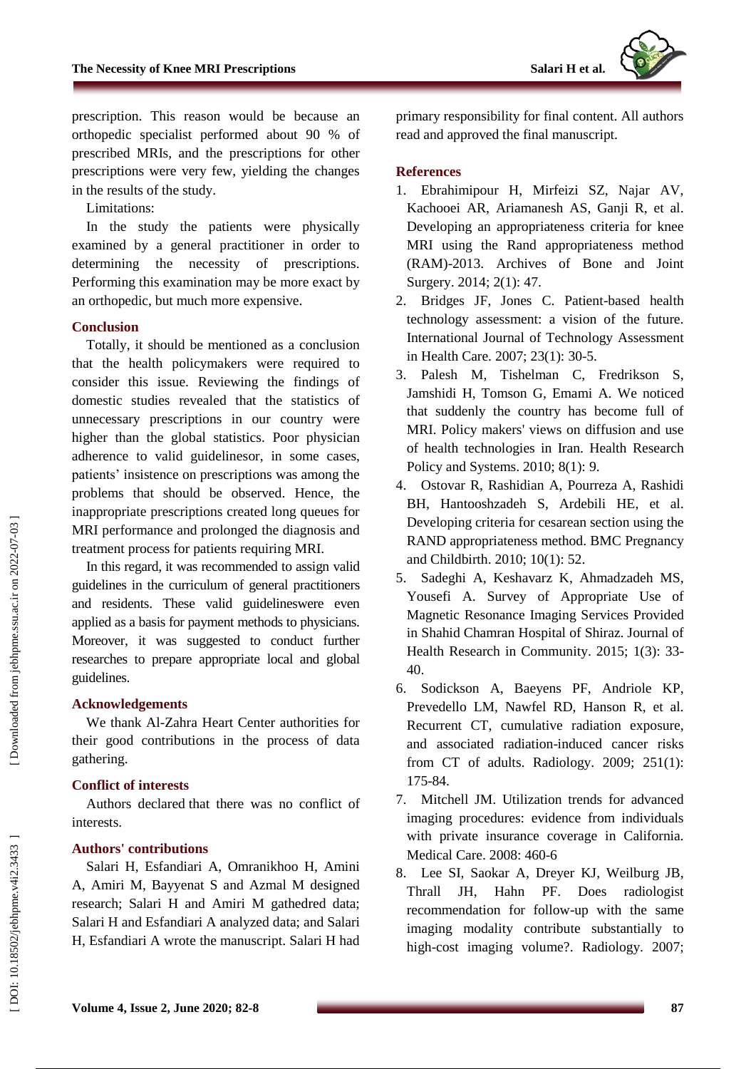prescription. This reason would be because an orthopedic specialist performed about 90 % of prescribed MRIs, and the prescriptions for other prescriptions were very few, yielding the changes in the results of the study.

Limitations:

In the study the patients were physically examined by a general practitioner in order to determining the necessity of prescriptions. Performing this examination may be more exact by an orthopedic, but much more expensive.

## Conclusion

Totally, it should be mentioned as a conclusion that the health policymakers were required to consider this issue. Reviewing the findings of domestic studies revealed that the statistics of unnecessary prescriptions in our country were higher than the global statistics. Poor physician adherence to valid guidelinesor, in some cases, patients' insistence on prescriptions was among the problems that should be observed. Hence, the inappropriate prescriptions created long queues for MRI performance and prolonged the diagnosis and treatment process for patients requiring MRI.

In this regard, it was recommended to assign valid guidelines in the curriculum of general practitioners and residents. These valid guidelineswere even applied as a basis for payment methods to physicians. Moreover, it was suggested to conduct further researches to prepare appropriate local and global guidelines.

## Acknowledgements

We thank Al-Zahra Heart Center authorities for their good contributions in the process of data gathering.

## Conflict of interests

Authors declared that there was no conflict of interests.

## Authors' contributions

Salari H, Esfandiari A, Omranikhoo H, Amini A, Amiri M, Bayyenat S and Azmal M designed research; Salari H and Amiri M gathedred data; Salari H and Esfandiari A analyzed data; and Salari H, Esfandiari A wrote the manuscript. Salari H had primary responsibility for final content. All authors read and approved the final manuscript.

## References

1. Ebrahimipour H, Mirfeizi SZ, Najar AV, Kachooei AR, Ariamanesh AS, Ganji R, et al. Developing an appropriateness criteria for knee MRI using the Rand appropriateness method (RAM)-2013. Archives of Bone and Joint Surgery. 2014; 2(1): 47.
2. Bridges JF, Jones C. Patient-based health technology assessment: a vision of the future. International Journal of Technology Assessment in Health Care. 2007; 23(1): 30-5.
3. Palesh M, Tishelman C, Fredrikson S, Jamshidi H, Tomson G, Emami A. We noticed that suddenly the country has become full of MRI. Policy makers' views on diffusion and use of health technologies in Iran. Health Research Policy and Systems. 2010; 8(1): 9.
4. Ostovar R, Rashidian A, Pourreza A, Rashidi BH, Hantooshzadeh S, Ardebili HE, et al. Developing criteria for cesarean section using the RAND appropriateness method. BMC Pregnancy and Childbirth. 2010; 10(1): 52.
5. Sadeghi A, Keshavarz K, Ahmadzadeh MS, Yousefi A. Survey of Appropriate Use of Magnetic Resonance Imaging Services Provided in Shahid Chamran Hospital of Shiraz. Journal of Health Research in Community. 2015; 1(3): 33-40.
6. Sodickson A, Baeyens PF, Andriole KP, Prevedello LM, Nawfel RD, Hanson R, et al. Recurrent CT, cumulative radiation exposure, and associated radiation-induced cancer risks from CT of adults. Radiology. 2009; 251(1): 175-84.
7. Mitchell JM. Utilization trends for advanced imaging procedures: evidence from individuals with private insurance coverage in California. Medical Care. 2008: 460-6
8. Lee SI, Saokar A, Dreyer KJ, Weilburg JB, Thrall JH, Hahn PF. Does radiologist recommendation for follow-up with the same imaging modality contribute substantially to high-cost imaging volume?. Radiology. 2007;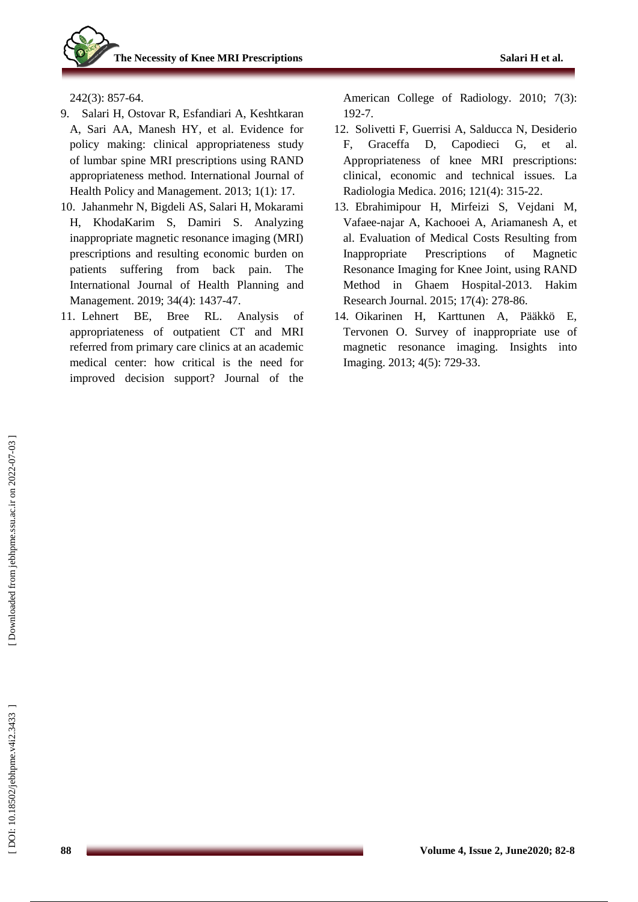242(3): 857-64.

9. Salari H, Ostovar R, Esfandiari A, Keshtkaran A, Sari AA, Manesh HY, et al. Evidence for policy making: clinical appropriateness study of lumbar spine MRI prescriptions using RAND appropriateness method. International Journal of Health Policy and Management. 2013; 1(1): 17.
10. Jahanmehr N, Bigdeli AS, Salari H, Mokarami H, KhodaKarim S, Damiri S. Analyzing inappropriate magnetic resonance imaging (MRI) prescriptions and resulting economic burden on patients suffering from back pain. The International Journal of Health Planning and Management. 2019; 34(4): 1437-47.
11. Lehnert BE, Bree RL. Analysis of appropriateness of outpatient CT and MRI referred from primary care clinics at an academic medical center: how critical is the need for improved decision support? Journal of the American College of Radiology. 2010; 7(3): 192-7.
12. Solivetti F, Guerrisi A, Salducca N, Desiderio F, Graceffa D, Capodieci G, et al. Appropriateness of knee MRI prescriptions: clinical, economic and technical issues. La Radiologia Medica. 2016; 121(4): 315-22.
13. Ebrahimipour H, Mirfeizi S, Vejdani M, Vafaee-najar A, Kachooei A, Ariamanesh A, et al. Evaluation of Medical Costs Resulting from Inappropriate Prescriptions of Magnetic Resonance Imaging for Knee Joint, using RAND Method in Ghaem Hospital-2013. Hakim Research Journal. 2015; 17(4): 278-86.
14. Oikarinen H, Karttunen A, Pääkkö E, Tervonen O. Survey of inappropriate use of magnetic resonance imaging. Insights into Imaging. 2013; 4(5): 729-33.